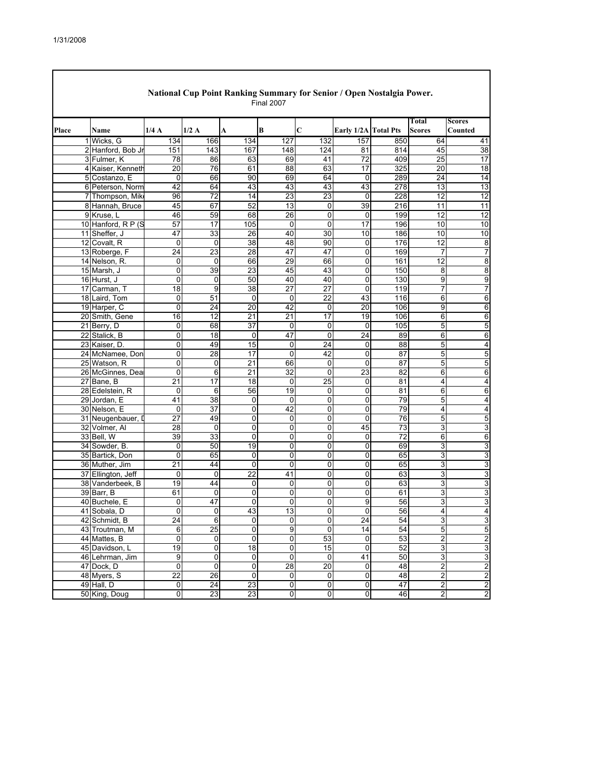1/31/2008

## National Cup Point Ranking Summary for Senior / Open Nostalgia Power.

Final 2007

| Place | Name | 1/4 A | 1/2 A | A | B | C | Early 1/2A | Total Pts | Total Scores | Scores Counted |
|---|---|---|---|---|---|---|---|---|---|---|
| 1 | Wicks, G | 134 | 166 | 134 | 127 | 132 | 157 | 850 | 64 | 41 |
| 2 | Hanford, Bob Jr | 151 | 143 | 167 | 148 | 124 | 81 | 814 | 45 | 38 |
| 3 | Fulmer, K | 78 | 86 | 63 | 69 | 41 | 72 | 409 | 25 | 17 |
| 4 | Kaiser, Kenneth | 20 | 76 | 61 | 88 | 63 | 17 | 325 | 20 | 18 |
| 5 | Costanzo, E | 0 | 66 | 90 | 69 | 64 | 0 | 289 | 24 | 14 |
| 6 | Peterson, Norm | 42 | 64 | 43 | 43 | 43 | 43 | 278 | 13 | 13 |
| 7 | Thompson, Mik | 96 | 72 | 14 | 23 | 23 | 0 | 228 | 12 | 12 |
| 8 | Hannah, Bruce | 45 | 67 | 52 | 13 | 0 | 39 | 216 | 11 | 11 |
| 9 | Kruse, L | 46 | 59 | 68 | 26 | 0 | 0 | 199 | 12 | 12 |
| 10 | Hanford, R P (S | 57 | 17 | 105 | 0 | 0 | 17 | 196 | 10 | 10 |
| 11 | Sheffer, J | 47 | 33 | 26 | 40 | 30 | 10 | 186 | 10 | 10 |
| 12 | Covalt, R | 0 | 0 | 38 | 48 | 90 | 0 | 176 | 12 | 8 |
| 13 | Roberge, F | 24 | 23 | 28 | 47 | 47 | 0 | 169 | 7 | 7 |
| 14 | Nelson, R. | 0 | 0 | 66 | 29 | 66 | 0 | 161 | 12 | 8 |
| 15 | Marsh, J | 0 | 39 | 23 | 45 | 43 | 0 | 150 | 8 | 8 |
| 16 | Hurst, J | 0 | 0 | 50 | 40 | 40 | 0 | 130 | 9 | 9 |
| 17 | Carman, T | 18 | 9 | 38 | 27 | 27 | 0 | 119 | 7 | 7 |
| 18 | Laird, Tom | 0 | 51 | 0 | 0 | 22 | 43 | 116 | 6 | 6 |
| 19 | Harper, C | 0 | 24 | 20 | 42 | 0 | 20 | 106 | 9 | 6 |
| 20 | Smith, Gene | 16 | 12 | 21 | 21 | 17 | 19 | 106 | 6 | 6 |
| 21 | Berry, D | 0 | 68 | 37 | 0 | 0 | 0 | 105 | 5 | 5 |
| 22 | Stalick, B | 0 | 18 | 0 | 47 | 0 | 24 | 89 | 6 | 6 |
| 23 | Kaiser, D. | 0 | 49 | 15 | 0 | 24 | 0 | 88 | 5 | 4 |
| 24 | McNamee, Don | 0 | 28 | 17 | 0 | 42 | 0 | 87 | 5 | 5 |
| 25 | Watson, R | 0 | 0 | 21 | 66 | 0 | 0 | 87 | 5 | 5 |
| 26 | McGinnes, Dea | 0 | 6 | 21 | 32 | 0 | 23 | 82 | 6 | 6 |
| 27 | Bane, B | 21 | 17 | 18 | 0 | 25 | 0 | 81 | 4 | 4 |
| 28 | Edelstein, R | 0 | 6 | 56 | 19 | 0 | 0 | 81 | 6 | 6 |
| 29 | Jordan, E | 41 | 38 | 0 | 0 | 0 | 0 | 79 | 5 | 4 |
| 30 | Nelson, E | 0 | 37 | 0 | 42 | 0 | 0 | 79 | 4 | 4 |
| 31 | Neugenbauer, D | 27 | 49 | 0 | 0 | 0 | 0 | 76 | 5 | 5 |
| 32 | Volmer, Al | 28 | 0 | 0 | 0 | 0 | 45 | 73 | 3 | 3 |
| 33 | Bell, W | 39 | 33 | 0 | 0 | 0 | 0 | 72 | 6 | 6 |
| 34 | Sowder, B. | 0 | 50 | 19 | 0 | 0 | 0 | 69 | 3 | 3 |
| 35 | Bartick, Don | 0 | 65 | 0 | 0 | 0 | 0 | 65 | 3 | 3 |
| 36 | Muther, Jim | 21 | 44 | 0 | 0 | 0 | 0 | 65 | 3 | 3 |
| 37 | Ellington, Jeff | 0 | 0 | 22 | 41 | 0 | 0 | 63 | 3 | 3 |
| 38 | Vanderbeek, B | 19 | 44 | 0 | 0 | 0 | 0 | 63 | 3 | 3 |
| 39 | Barr, B | 61 | 0 | 0 | 0 | 0 | 0 | 61 | 3 | 3 |
| 40 | Buchele, E | 0 | 47 | 0 | 0 | 0 | 9 | 56 | 3 | 3 |
| 41 | Sobala, D | 0 | 0 | 43 | 13 | 0 | 0 | 56 | 4 | 4 |
| 42 | Schmidt, B | 24 | 6 | 0 | 0 | 0 | 24 | 54 | 3 | 3 |
| 43 | Troutman, M | 6 | 25 | 0 | 9 | 0 | 14 | 54 | 5 | 5 |
| 44 | Mattes, B | 0 | 0 | 0 | 0 | 53 | 0 | 53 | 2 | 2 |
| 45 | Davidson, L | 19 | 0 | 18 | 0 | 15 | 0 | 52 | 3 | 3 |
| 46 | Lehrman, Jim | 9 | 0 | 0 | 0 | 0 | 41 | 50 | 3 | 3 |
| 47 | Dock, D | 0 | 0 | 0 | 28 | 20 | 0 | 48 | 2 | 2 |
| 48 | Myers, S | 22 | 26 | 0 | 0 | 0 | 0 | 48 | 2 | 2 |
| 49 | Hall, D | 0 | 24 | 23 | 0 | 0 | 0 | 47 | 2 | 2 |
| 50 | King, Doug | 0 | 23 | 23 | 0 | 0 | 0 | 46 | 2 | 2 |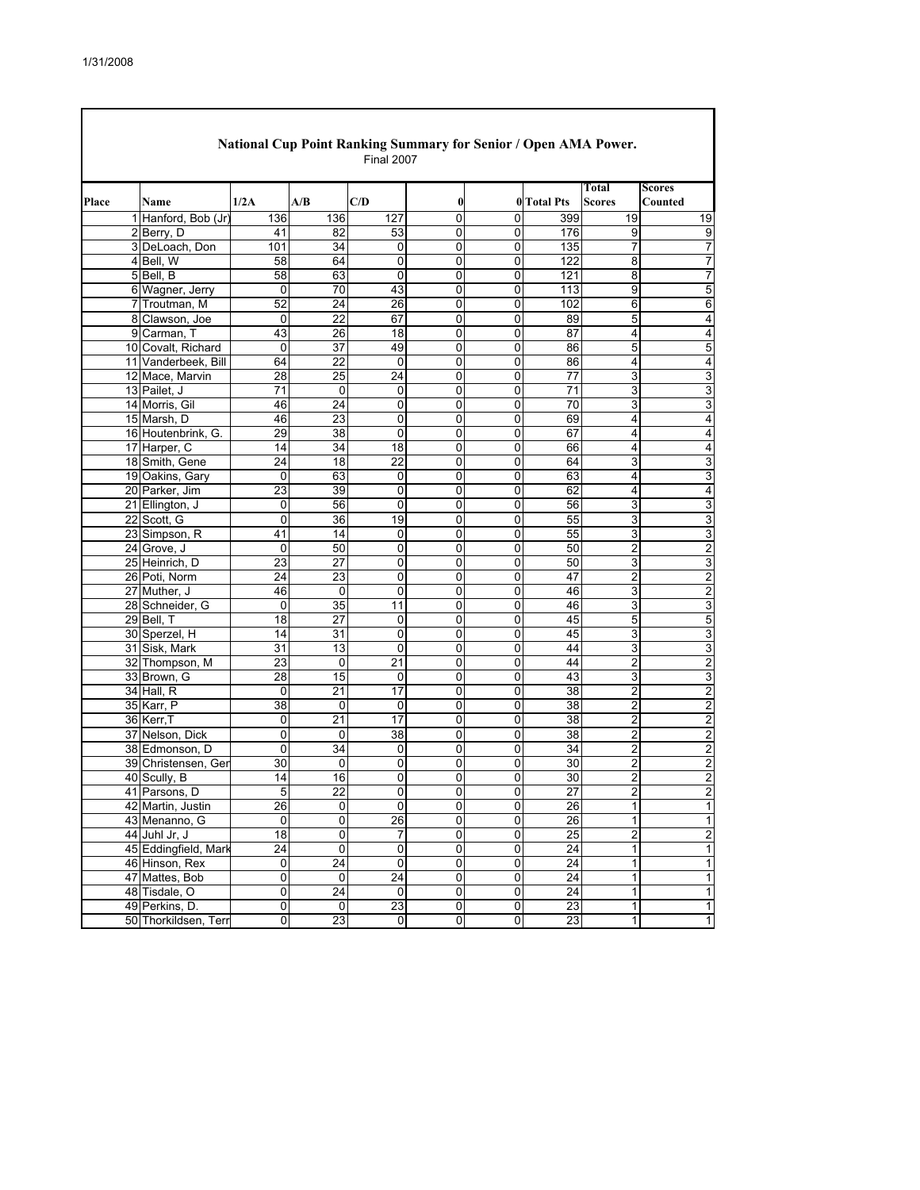## National Cup Point Ranking Summary for Senior / Open AMA Power.

Final 2007

| Place | Name | 1/2A | A/B | C/D | 0 | 0 | Total Pts | Total Scores | Scores Counted |
|---|---|---|---|---|---|---|---|---|---|
| 1 | Hanford, Bob (Jr) | 136 | 136 | 127 | 0 | 0 | 399 | 19 | 19 |
| 2 | Berry, D | 41 | 82 | 53 | 0 | 0 | 176 | 9 | 9 |
| 3 | DeLoach, Don | 101 | 34 | 0 | 0 | 0 | 135 | 7 | 7 |
| 4 | Bell, W | 58 | 64 | 0 | 0 | 0 | 122 | 8 | 7 |
| 5 | Bell, B | 58 | 63 | 0 | 0 | 0 | 121 | 8 | 7 |
| 6 | Wagner, Jerry | 0 | 70 | 43 | 0 | 0 | 113 | 9 | 5 |
| 7 | Troutman, M | 52 | 24 | 26 | 0 | 0 | 102 | 6 | 6 |
| 8 | Clawson, Joe | 0 | 22 | 67 | 0 | 0 | 89 | 5 | 4 |
| 9 | Carman, T | 43 | 26 | 18 | 0 | 0 | 87 | 4 | 4 |
| 10 | Covalt, Richard | 0 | 37 | 49 | 0 | 0 | 86 | 5 | 5 |
| 11 | Vanderbeek, Bill | 64 | 22 | 0 | 0 | 0 | 86 | 4 | 4 |
| 12 | Mace, Marvin | 28 | 25 | 24 | 0 | 0 | 77 | 3 | 3 |
| 13 | Pailet, J | 71 | 0 | 0 | 0 | 0 | 71 | 3 | 3 |
| 14 | Morris, Gil | 46 | 24 | 0 | 0 | 0 | 70 | 3 | 3 |
| 15 | Marsh, D | 46 | 23 | 0 | 0 | 0 | 69 | 4 | 4 |
| 16 | Houtenbrink, G. | 29 | 38 | 0 | 0 | 0 | 67 | 4 | 4 |
| 17 | Harper, C | 14 | 34 | 18 | 0 | 0 | 66 | 4 | 4 |
| 18 | Smith, Gene | 24 | 18 | 22 | 0 | 0 | 64 | 3 | 3 |
| 19 | Oakins, Gary | 0 | 63 | 0 | 0 | 0 | 63 | 4 | 3 |
| 20 | Parker, Jim | 23 | 39 | 0 | 0 | 0 | 62 | 4 | 4 |
| 21 | Ellington, J | 0 | 56 | 0 | 0 | 0 | 56 | 3 | 3 |
| 22 | Scott, G | 0 | 36 | 19 | 0 | 0 | 55 | 3 | 3 |
| 23 | Simpson, R | 41 | 14 | 0 | 0 | 0 | 55 | 3 | 3 |
| 24 | Grove, J | 0 | 50 | 0 | 0 | 0 | 50 | 2 | 2 |
| 25 | Heinrich, D | 23 | 27 | 0 | 0 | 0 | 50 | 3 | 3 |
| 26 | Poti, Norm | 24 | 23 | 0 | 0 | 0 | 47 | 2 | 2 |
| 27 | Muther, J | 46 | 0 | 0 | 0 | 0 | 46 | 3 | 2 |
| 28 | Schneider, G | 0 | 35 | 11 | 0 | 0 | 46 | 3 | 3 |
| 29 | Bell, T | 18 | 27 | 0 | 0 | 0 | 45 | 5 | 5 |
| 30 | Sperzel, H | 14 | 31 | 0 | 0 | 0 | 45 | 3 | 3 |
| 31 | Sisk, Mark | 31 | 13 | 0 | 0 | 0 | 44 | 3 | 3 |
| 32 | Thompson, M | 23 | 0 | 21 | 0 | 0 | 44 | 2 | 2 |
| 33 | Brown, G | 28 | 15 | 0 | 0 | 0 | 43 | 3 | 3 |
| 34 | Hall, R | 0 | 21 | 17 | 0 | 0 | 38 | 2 | 2 |
| 35 | Karr, P | 38 | 0 | 0 | 0 | 0 | 38 | 2 | 2 |
| 36 | Kerr,T | 0 | 21 | 17 | 0 | 0 | 38 | 2 | 2 |
| 37 | Nelson, Dick | 0 | 0 | 38 | 0 | 0 | 38 | 2 | 2 |
| 38 | Edmonson, D | 0 | 34 | 0 | 0 | 0 | 34 | 2 | 2 |
| 39 | Christensen, Ger | 30 | 0 | 0 | 0 | 0 | 30 | 2 | 2 |
| 40 | Scully, B | 14 | 16 | 0 | 0 | 0 | 30 | 2 | 2 |
| 41 | Parsons, D | 5 | 22 | 0 | 0 | 0 | 27 | 2 | 2 |
| 42 | Martin, Justin | 26 | 0 | 0 | 0 | 0 | 26 | 1 | 1 |
| 43 | Menanno, G | 0 | 0 | 26 | 0 | 0 | 26 | 1 | 1 |
| 44 | Juhl Jr, J | 18 | 0 | 7 | 0 | 0 | 25 | 2 | 2 |
| 45 | Eddingfield, Mark | 24 | 0 | 0 | 0 | 0 | 24 | 1 | 1 |
| 46 | Hinson, Rex | 0 | 24 | 0 | 0 | 0 | 24 | 1 | 1 |
| 47 | Mattes, Bob | 0 | 0 | 24 | 0 | 0 | 24 | 1 | 1 |
| 48 | Tisdale, O | 0 | 24 | 0 | 0 | 0 | 24 | 1 | 1 |
| 49 | Perkins, D. | 0 | 0 | 23 | 0 | 0 | 23 | 1 | 1 |
| 50 | Thorkildsen, Terr | 0 | 23 | 0 | 0 | 0 | 23 | 1 | 1 |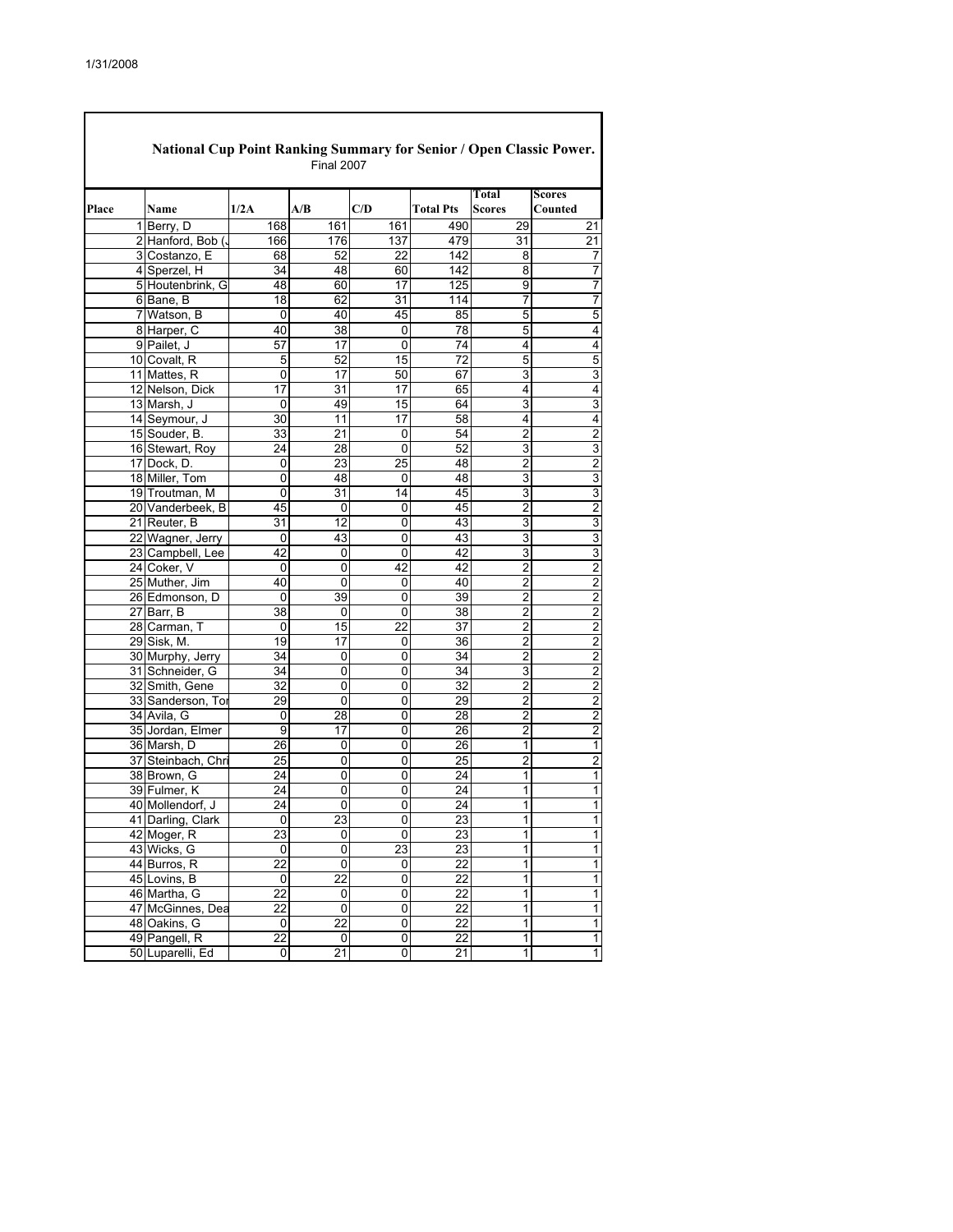## National Cup Point Ranking Summary for Senior / Open Classic Power.

Final 2007

| Place | Name | 1/2A | A/B | C/D | Total Pts | Total Scores | Scores Counted |
|---|---|---|---|---|---|---|---|
| 1 | Berry, D | 168 | 161 | 161 | 490 | 29 | 21 |
| 2 | Hanford, Bob (J | 166 | 176 | 137 | 479 | 31 | 21 |
| 3 | Costanzo, E | 68 | 52 | 22 | 142 | 8 | 7 |
| 4 | Sperzel, H | 34 | 48 | 60 | 142 | 8 | 7 |
| 5 | Houtenbrink, G | 48 | 60 | 17 | 125 | 9 | 7 |
| 6 | Bane, B | 18 | 62 | 31 | 114 | 7 | 7 |
| 7 | Watson, B | 0 | 40 | 45 | 85 | 5 | 5 |
| 8 | Harper, C | 40 | 38 | 0 | 78 | 5 | 4 |
| 9 | Pailet, J | 57 | 17 | 0 | 74 | 4 | 4 |
| 10 | Covalt, R | 5 | 52 | 15 | 72 | 5 | 5 |
| 11 | Mattes, R | 0 | 17 | 50 | 67 | 3 | 3 |
| 12 | Nelson, Dick | 17 | 31 | 17 | 65 | 4 | 4 |
| 13 | Marsh, J | 0 | 49 | 15 | 64 | 3 | 3 |
| 14 | Seymour, J | 30 | 11 | 17 | 58 | 4 | 4 |
| 15 | Souder, B. | 33 | 21 | 0 | 54 | 2 | 2 |
| 16 | Stewart, Roy | 24 | 28 | 0 | 52 | 3 | 3 |
| 17 | Dock, D. | 0 | 23 | 25 | 48 | 2 | 2 |
| 18 | Miller, Tom | 0 | 48 | 0 | 48 | 3 | 3 |
| 19 | Troutman, M | 0 | 31 | 14 | 45 | 3 | 3 |
| 20 | Vanderbeek, B | 45 | 0 | 0 | 45 | 2 | 2 |
| 21 | Reuter, B | 31 | 12 | 0 | 43 | 3 | 3 |
| 22 | Wagner, Jerry | 0 | 43 | 0 | 43 | 3 | 3 |
| 23 | Campbell, Lee | 42 | 0 | 0 | 42 | 3 | 3 |
| 24 | Coker, V | 0 | 0 | 42 | 42 | 2 | 2 |
| 25 | Muther, Jim | 40 | 0 | 0 | 40 | 2 | 2 |
| 26 | Edmonson, D | 0 | 39 | 0 | 39 | 2 | 2 |
| 27 | Barr, B | 38 | 0 | 0 | 38 | 2 | 2 |
| 28 | Carman, T | 0 | 15 | 22 | 37 | 2 | 2 |
| 29 | Sisk, M. | 19 | 17 | 0 | 36 | 2 | 2 |
| 30 | Murphy, Jerry | 34 | 0 | 0 | 34 | 2 | 2 |
| 31 | Schneider, G | 34 | 0 | 0 | 34 | 3 | 2 |
| 32 | Smith, Gene | 32 | 0 | 0 | 32 | 2 | 2 |
| 33 | Sanderson, Tor | 29 | 0 | 0 | 29 | 2 | 2 |
| 34 | Avila, G | 0 | 28 | 0 | 28 | 2 | 2 |
| 35 | Jordan, Elmer | 9 | 17 | 0 | 26 | 2 | 2 |
| 36 | Marsh, D | 26 | 0 | 0 | 26 | 1 | 1 |
| 37 | Steinbach, Chri | 25 | 0 | 0 | 25 | 2 | 2 |
| 38 | Brown, G | 24 | 0 | 0 | 24 | 1 | 1 |
| 39 | Fulmer, K | 24 | 0 | 0 | 24 | 1 | 1 |
| 40 | Mollendorf, J | 24 | 0 | 0 | 24 | 1 | 1 |
| 41 | Darling, Clark | 0 | 23 | 0 | 23 | 1 | 1 |
| 42 | Moger, R | 23 | 0 | 0 | 23 | 1 | 1 |
| 43 | Wicks, G | 0 | 0 | 23 | 23 | 1 | 1 |
| 44 | Burros, R | 22 | 0 | 0 | 22 | 1 | 1 |
| 45 | Lovins, B | 0 | 22 | 0 | 22 | 1 | 1 |
| 46 | Martha, G | 22 | 0 | 0 | 22 | 1 | 1 |
| 47 | McGinnes, Dea | 22 | 0 | 0 | 22 | 1 | 1 |
| 48 | Oakins, G | 0 | 22 | 0 | 22 | 1 | 1 |
| 49 | Pangell, R | 22 | 0 | 0 | 22 | 1 | 1 |
| 50 | Luparelli, Ed | 0 | 21 | 0 | 21 | 1 | 1 |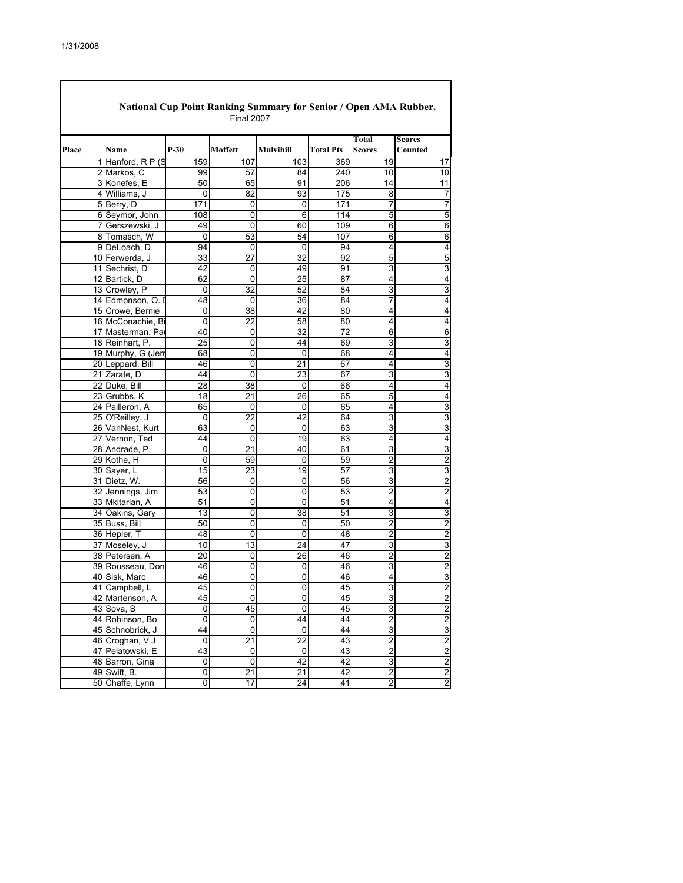1/31/2008

## National Cup Point Ranking Summary for Senior / Open AMA Rubber.

Final 2007

| Place | Name | P-30 | Moffett | Mulvihill | Total Pts | Total Scores | Scores Counted |
|---|---|---|---|---|---|---|---|
| 1 | Hanford, R P (S | 159 | 107 | 103 | 369 | 19 | 17 |
| 2 | Markos, C | 99 | 57 | 84 | 240 | 10 | 10 |
| 3 | Konefes, E | 50 | 65 | 91 | 206 | 14 | 11 |
| 4 | Williams, J | 0 | 82 | 93 | 175 | 8 | 7 |
| 5 | Berry, D | 171 | 0 | 0 | 171 | 7 | 7 |
| 6 | Seymor, John | 108 | 0 | 6 | 114 | 5 | 5 |
| 7 | Gerszewski, J | 49 | 0 | 60 | 109 | 6 | 6 |
| 8 | Tomasch, W | 0 | 53 | 54 | 107 | 6 | 6 |
| 9 | DeLoach, D | 94 | 0 | 0 | 94 | 4 | 4 |
| 10 | Ferwerda, J | 33 | 27 | 32 | 92 | 5 | 5 |
| 11 | Sechrist, D | 42 | 0 | 49 | 91 | 3 | 3 |
| 12 | Bartick, D | 62 | 0 | 25 | 87 | 4 | 4 |
| 13 | Crowley, P | 0 | 32 | 52 | 84 | 3 | 3 |
| 14 | Edmonson, O. I | 48 | 0 | 36 | 84 | 7 | 4 |
| 15 | Crowe, Bernie | 0 | 38 | 42 | 80 | 4 | 4 |
| 16 | McConachie, Bi | 0 | 22 | 58 | 80 | 4 | 4 |
| 17 | Masterman, Pa | 40 | 0 | 32 | 72 | 6 | 6 |
| 18 | Reinhart, P. | 25 | 0 | 44 | 69 | 3 | 3 |
| 19 | Murphy, G (Jerr | 68 | 0 | 0 | 68 | 4 | 4 |
| 20 | Leppard, Bill | 46 | 0 | 21 | 67 | 4 | 3 |
| 21 | Zarate, D | 44 | 0 | 23 | 67 | 3 | 3 |
| 22 | Duke, Bill | 28 | 38 | 0 | 66 | 4 | 4 |
| 23 | Grubbs, K | 18 | 21 | 26 | 65 | 5 | 4 |
| 24 | Pailleron, A | 65 | 0 | 0 | 65 | 4 | 3 |
| 25 | O'Reilley, J | 0 | 22 | 42 | 64 | 3 | 3 |
| 26 | VanNest, Kurt | 63 | 0 | 0 | 63 | 3 | 3 |
| 27 | Vernon, Ted | 44 | 0 | 19 | 63 | 4 | 4 |
| 28 | Andrade, P. | 0 | 21 | 40 | 61 | 3 | 3 |
| 29 | Kothe, H | 0 | 59 | 0 | 59 | 2 | 2 |
| 30 | Sayer, L | 15 | 23 | 19 | 57 | 3 | 3 |
| 31 | Dietz, W. | 56 | 0 | 0 | 56 | 3 | 2 |
| 32 | Jennings, Jim | 53 | 0 | 0 | 53 | 2 | 2 |
| 33 | Mkitarian, A | 51 | 0 | 0 | 51 | 4 | 4 |
| 34 | Oakins, Gary | 13 | 0 | 38 | 51 | 3 | 3 |
| 35 | Buss, Bill | 50 | 0 | 0 | 50 | 2 | 2 |
| 36 | Hepler, T | 48 | 0 | 0 | 48 | 2 | 2 |
| 37 | Moseley, J | 10 | 13 | 24 | 47 | 3 | 3 |
| 38 | Petersen, A | 20 | 0 | 26 | 46 | 2 | 2 |
| 39 | Rousseau, Don | 46 | 0 | 0 | 46 | 3 | 2 |
| 40 | Sisk, Marc | 46 | 0 | 0 | 46 | 4 | 3 |
| 41 | Campbell, L | 45 | 0 | 0 | 45 | 3 | 2 |
| 42 | Martenson, A | 45 | 0 | 0 | 45 | 3 | 2 |
| 43 | Sova, S | 0 | 45 | 0 | 45 | 3 | 2 |
| 44 | Robinson, Bo | 0 | 0 | 44 | 44 | 2 | 2 |
| 45 | Schnobrick, J | 44 | 0 | 0 | 44 | 3 | 3 |
| 46 | Croghan, V J | 0 | 21 | 22 | 43 | 2 | 2 |
| 47 | Pelatowski, E | 43 | 0 | 0 | 43 | 2 | 2 |
| 48 | Barron, Gina | 0 | 0 | 42 | 42 | 3 | 2 |
| 49 | Swift, B. | 0 | 21 | 21 | 42 | 2 | 2 |
| 50 | Chaffe, Lynn | 0 | 17 | 24 | 41 | 2 | 2 |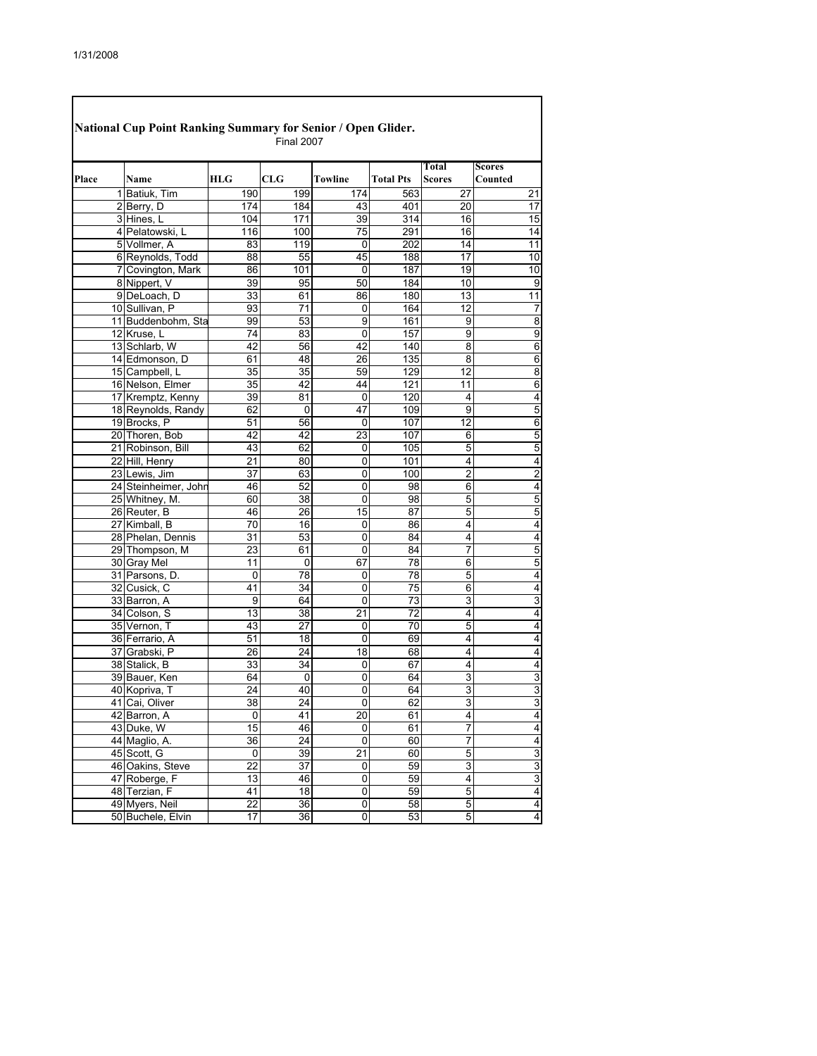1/31/2008

## National Cup Point Ranking Summary for Senior / Open Glider.

Final 2007

| Place | Name | HLG | CLG | Towline | Total Pts | Total Scores | Scores Counted |
|---|---|---|---|---|---|---|---|
| 1 | Batiuk, Tim | 190 | 199 | 174 | 563 | 27 | 21 |
| 2 | Berry, D | 174 | 184 | 43 | 401 | 20 | 17 |
| 3 | Hines, L | 104 | 171 | 39 | 314 | 16 | 15 |
| 4 | Pelatowski, L | 116 | 100 | 75 | 291 | 16 | 14 |
| 5 | Vollmer, A | 83 | 119 | 0 | 202 | 14 | 11 |
| 6 | Reynolds, Todd | 88 | 55 | 45 | 188 | 17 | 10 |
| 7 | Covington, Mark | 86 | 101 | 0 | 187 | 19 | 10 |
| 8 | Nippert, V | 39 | 95 | 50 | 184 | 10 | 9 |
| 9 | DeLoach, D | 33 | 61 | 86 | 180 | 13 | 11 |
| 10 | Sullivan, P | 93 | 71 | 0 | 164 | 12 | 7 |
| 11 | Buddenbohm, Sta | 99 | 53 | 9 | 161 | 9 | 8 |
| 12 | Kruse, L | 74 | 83 | 0 | 157 | 9 | 9 |
| 13 | Schlarb, W | 42 | 56 | 42 | 140 | 8 | 6 |
| 14 | Edmonson, D | 61 | 48 | 26 | 135 | 8 | 6 |
| 15 | Campbell, L | 35 | 35 | 59 | 129 | 12 | 8 |
| 16 | Nelson, Elmer | 35 | 42 | 44 | 121 | 11 | 6 |
| 17 | Kremptz, Kenny | 39 | 81 | 0 | 120 | 4 | 4 |
| 18 | Reynolds, Randy | 62 | 0 | 47 | 109 | 9 | 5 |
| 19 | Brocks, P | 51 | 56 | 0 | 107 | 12 | 6 |
| 20 | Thoren, Bob | 42 | 42 | 23 | 107 | 6 | 5 |
| 21 | Robinson, Bill | 43 | 62 | 0 | 105 | 5 | 5 |
| 22 | Hill, Henry | 21 | 80 | 0 | 101 | 4 | 4 |
| 23 | Lewis, Jim | 37 | 63 | 0 | 100 | 2 | 2 |
| 24 | Steinheimer, John | 46 | 52 | 0 | 98 | 6 | 4 |
| 25 | Whitney, M. | 60 | 38 | 0 | 98 | 5 | 5 |
| 26 | Reuter, B | 46 | 26 | 15 | 87 | 5 | 5 |
| 27 | Kimball, B | 70 | 16 | 0 | 86 | 4 | 4 |
| 28 | Phelan, Dennis | 31 | 53 | 0 | 84 | 4 | 4 |
| 29 | Thompson, M | 23 | 61 | 0 | 84 | 7 | 5 |
| 30 | Gray Mel | 11 | 0 | 67 | 78 | 6 | 5 |
| 31 | Parsons, D. | 0 | 78 | 0 | 78 | 5 | 4 |
| 32 | Cusick, C | 41 | 34 | 0 | 75 | 6 | 4 |
| 33 | Barron, A | 9 | 64 | 0 | 73 | 3 | 3 |
| 34 | Colson, S | 13 | 38 | 21 | 72 | 4 | 4 |
| 35 | Vernon, T | 43 | 27 | 0 | 70 | 5 | 4 |
| 36 | Ferrario, A | 51 | 18 | 0 | 69 | 4 | 4 |
| 37 | Grabski, P | 26 | 24 | 18 | 68 | 4 | 4 |
| 38 | Stalick, B | 33 | 34 | 0 | 67 | 4 | 4 |
| 39 | Bauer, Ken | 64 | 0 | 0 | 64 | 3 | 3 |
| 40 | Kopriva, T | 24 | 40 | 0 | 64 | 3 | 3 |
| 41 | Cai, Oliver | 38 | 24 | 0 | 62 | 3 | 3 |
| 42 | Barron, A | 0 | 41 | 20 | 61 | 4 | 4 |
| 43 | Duke, W | 15 | 46 | 0 | 61 | 7 | 4 |
| 44 | Maglio, A. | 36 | 24 | 0 | 60 | 7 | 4 |
| 45 | Scott, G | 0 | 39 | 21 | 60 | 5 | 3 |
| 46 | Oakins, Steve | 22 | 37 | 0 | 59 | 3 | 3 |
| 47 | Roberge, F | 13 | 46 | 0 | 59 | 4 | 3 |
| 48 | Terzian, F | 41 | 18 | 0 | 59 | 5 | 4 |
| 49 | Myers, Neil | 22 | 36 | 0 | 58 | 5 | 4 |
| 50 | Buchele, Elvin | 17 | 36 | 0 | 53 | 5 | 4 |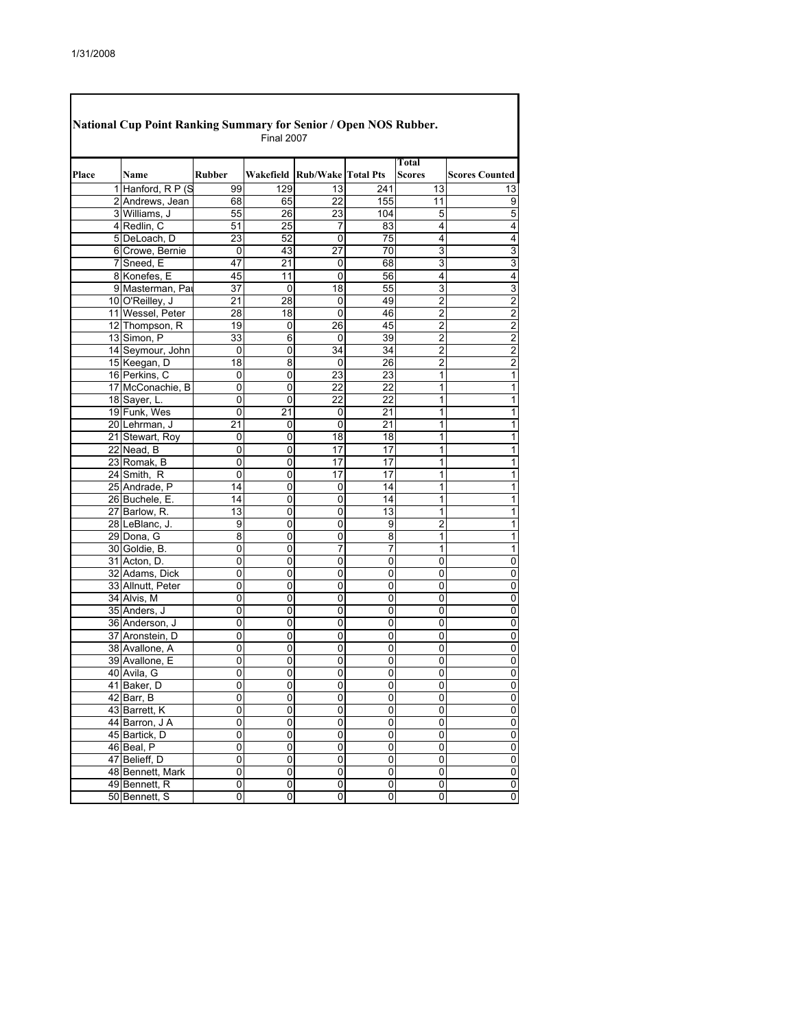**National Cup Point Ranking Summary for Senior / Open NOS Rubber.**

Final 2007

| Place | Name | Rubber | Wakefield | Rub/Wake | Total Pts | Total Scores | Scores Counted |
|---|---|---|---|---|---|---|---|
| 1 | Hanford, R P (S | 99 | 129 | 13 | 241 | 13 | 13 |
| 2 | Andrews, Jean | 68 | 65 | 22 | 155 | 11 | 9 |
| 3 | Williams, J | 55 | 26 | 23 | 104 | 5 | 5 |
| 4 | Redlin, C | 51 | 25 | 7 | 83 | 4 | 4 |
| 5 | DeLoach, D | 23 | 52 | 0 | 75 | 4 | 4 |
| 6 | Crowe, Bernie | 0 | 43 | 27 | 70 | 3 | 3 |
| 7 | Sneed, E | 47 | 21 | 0 | 68 | 3 | 3 |
| 8 | Konefes, E | 45 | 11 | 0 | 56 | 4 | 4 |
| 9 | Masterman, Pau | 37 | 0 | 18 | 55 | 3 | 3 |
| 10 | O'Reilley, J | 21 | 28 | 0 | 49 | 2 | 2 |
| 11 | Wessel, Peter | 28 | 18 | 0 | 46 | 2 | 2 |
| 12 | Thompson, R | 19 | 0 | 26 | 45 | 2 | 2 |
| 13 | Simon, P | 33 | 6 | 0 | 39 | 2 | 2 |
| 14 | Seymour, John | 0 | 0 | 34 | 34 | 2 | 2 |
| 15 | Keegan, D | 18 | 8 | 0 | 26 | 2 | 2 |
| 16 | Perkins, C | 0 | 0 | 23 | 23 | 1 | 1 |
| 17 | McConachie, B | 0 | 0 | 22 | 22 | 1 | 1 |
| 18 | Sayer, L. | 0 | 0 | 22 | 22 | 1 | 1 |
| 19 | Funk, Wes | 0 | 21 | 0 | 21 | 1 | 1 |
| 20 | Lehrman, J | 21 | 0 | 0 | 21 | 1 | 1 |
| 21 | Stewart, Roy | 0 | 0 | 18 | 18 | 1 | 1 |
| 22 | Nead, B | 0 | 0 | 17 | 17 | 1 | 1 |
| 23 | Romak, B | 0 | 0 | 17 | 17 | 1 | 1 |
| 24 | Smith, R | 0 | 0 | 17 | 17 | 1 | 1 |
| 25 | Andrade, P | 14 | 0 | 0 | 14 | 1 | 1 |
| 26 | Buchele, E. | 14 | 0 | 0 | 14 | 1 | 1 |
| 27 | Barlow, R. | 13 | 0 | 0 | 13 | 1 | 1 |
| 28 | LeBlanc, J. | 9 | 0 | 0 | 9 | 2 | 1 |
| 29 | Dona, G | 8 | 0 | 0 | 8 | 1 | 1 |
| 30 | Goldie, B. | 0 | 0 | 7 | 7 | 1 | 1 |
| 31 | Acton, D. | 0 | 0 | 0 | 0 | 0 | 0 |
| 32 | Adams, Dick | 0 | 0 | 0 | 0 | 0 | 0 |
| 33 | Allnutt, Peter | 0 | 0 | 0 | 0 | 0 | 0 |
| 34 | Alvis, M | 0 | 0 | 0 | 0 | 0 | 0 |
| 35 | Anders, J | 0 | 0 | 0 | 0 | 0 | 0 |
| 36 | Anderson, J | 0 | 0 | 0 | 0 | 0 | 0 |
| 37 | Aronstein, D | 0 | 0 | 0 | 0 | 0 | 0 |
| 38 | Avallone, A | 0 | 0 | 0 | 0 | 0 | 0 |
| 39 | Avallone, E | 0 | 0 | 0 | 0 | 0 | 0 |
| 40 | Avila, G | 0 | 0 | 0 | 0 | 0 | 0 |
| 41 | Baker, D | 0 | 0 | 0 | 0 | 0 | 0 |
| 42 | Barr, B | 0 | 0 | 0 | 0 | 0 | 0 |
| 43 | Barrett, K | 0 | 0 | 0 | 0 | 0 | 0 |
| 44 | Barron, J A | 0 | 0 | 0 | 0 | 0 | 0 |
| 45 | Bartick, D | 0 | 0 | 0 | 0 | 0 | 0 |
| 46 | Beal, P | 0 | 0 | 0 | 0 | 0 | 0 |
| 47 | Belieff, D | 0 | 0 | 0 | 0 | 0 | 0 |
| 48 | Bennett, Mark | 0 | 0 | 0 | 0 | 0 | 0 |
| 49 | Bennett, R | 0 | 0 | 0 | 0 | 0 | 0 |
| 50 | Bennett, S | 0 | 0 | 0 | 0 | 0 | 0 |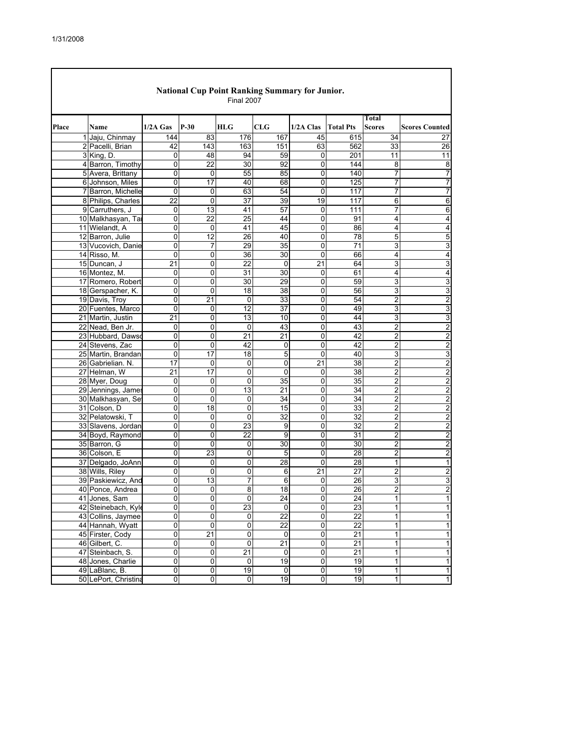1/31/2008

## National Cup Point Ranking Summary for Junior.

Final 2007

| Place | Name | 1/2A Gas | P-30 | HLG | CLG | 1/2A Clas | Total Pts | Total Scores | Scores Counted |
|---|---|---|---|---|---|---|---|---|---|
| 1 | Jaju, Chinmay | 144 | 83 | 176 | 167 | 45 | 615 | 34 | 27 |
| 2 | Pacelli, Brian | 42 | 143 | 163 | 151 | 63 | 562 | 33 | 26 |
| 3 | King, D. | 0 | 48 | 94 | 59 | 0 | 201 | 11 | 11 |
| 4 | Barron, Timothy | 0 | 22 | 30 | 92 | 0 | 144 | 8 | 8 |
| 5 | Avera, Brittany | 0 | 0 | 55 | 85 | 0 | 140 | 7 | 7 |
| 6 | Johnson, Miles | 0 | 17 | 40 | 68 | 0 | 125 | 7 | 7 |
| 7 | Barron, Michelle | 0 | 0 | 63 | 54 | 0 | 117 | 7 | 7 |
| 8 | Philips, Charles | 22 | 0 | 37 | 39 | 19 | 117 | 6 | 6 |
| 9 | Carruthers, J | 0 | 13 | 41 | 57 | 0 | 111 | 7 | 6 |
| 10 | Malkhasyan, Ta | 0 | 22 | 25 | 44 | 0 | 91 | 4 | 4 |
| 11 | Wielandt, A | 0 | 0 | 41 | 45 | 0 | 86 | 4 | 4 |
| 12 | Barron, Julie | 0 | 12 | 26 | 40 | 0 | 78 | 5 | 5 |
| 13 | Vucovich, Danie | 0 | 7 | 29 | 35 | 0 | 71 | 3 | 3 |
| 14 | Risso, M. | 0 | 0 | 36 | 30 | 0 | 66 | 4 | 4 |
| 15 | Duncan, J | 21 | 0 | 22 | 0 | 21 | 64 | 3 | 3 |
| 16 | Montez, M. | 0 | 0 | 31 | 30 | 0 | 61 | 4 | 4 |
| 17 | Romero, Robert | 0 | 0 | 30 | 29 | 0 | 59 | 3 | 3 |
| 18 | Gerspacher, K. | 0 | 0 | 18 | 38 | 0 | 56 | 3 | 3 |
| 19 | Davis, Troy | 0 | 21 | 0 | 33 | 0 | 54 | 2 | 2 |
| 20 | Fuentes, Marco | 0 | 0 | 12 | 37 | 0 | 49 | 3 | 3 |
| 21 | Martin, Justin | 21 | 0 | 13 | 10 | 0 | 44 | 3 | 3 |
| 22 | Nead, Ben Jr. | 0 | 0 | 0 | 43 | 0 | 43 | 2 | 2 |
| 23 | Hubbard, Dawso | 0 | 0 | 21 | 21 | 0 | 42 | 2 | 2 |
| 24 | Stevens, Zac | 0 | 0 | 42 | 0 | 0 | 42 | 2 | 2 |
| 25 | Martin, Brandan | 0 | 17 | 18 | 5 | 0 | 40 | 3 | 3 |
| 26 | Gabrielian. N. | 17 | 0 | 0 | 0 | 21 | 38 | 2 | 2 |
| 27 | Helman, W | 21 | 17 | 0 | 0 | 0 | 38 | 2 | 2 |
| 28 | Myer, Doug | 0 | 0 | 0 | 35 | 0 | 35 | 2 | 2 |
| 29 | Jennings, James | 0 | 0 | 13 | 21 | 0 | 34 | 2 | 2 |
| 30 | Malkhasyan, Se | 0 | 0 | 0 | 34 | 0 | 34 | 2 | 2 |
| 31 | Colson, D | 0 | 18 | 0 | 15 | 0 | 33 | 2 | 2 |
| 32 | Pelatowski, T | 0 | 0 | 0 | 32 | 0 | 32 | 2 | 2 |
| 33 | Slavens, Jordan | 0 | 0 | 23 | 9 | 0 | 32 | 2 | 2 |
| 34 | Boyd, Raymond | 0 | 0 | 22 | 9 | 0 | 31 | 2 | 2 |
| 35 | Barron, G | 0 | 0 | 0 | 30 | 0 | 30 | 2 | 2 |
| 36 | Colson, E | 0 | 23 | 0 | 5 | 0 | 28 | 2 | 2 |
| 37 | Delgado, JoAnn | 0 | 0 | 0 | 28 | 0 | 28 | 1 | 1 |
| 38 | Wills, Riley | 0 | 0 | 0 | 6 | 21 | 27 | 2 | 2 |
| 39 | Paskiewicz, And | 0 | 13 | 7 | 6 | 0 | 26 | 3 | 3 |
| 40 | Ponce, Andrea | 0 | 0 | 8 | 18 | 0 | 26 | 2 | 2 |
| 41 | Jones, Sam | 0 | 0 | 0 | 24 | 0 | 24 | 1 | 1 |
| 42 | Steinebach, Kyle | 0 | 0 | 23 | 0 | 0 | 23 | 1 | 1 |
| 43 | Collins, Jaymee | 0 | 0 | 0 | 22 | 0 | 22 | 1 | 1 |
| 44 | Hannah, Wyatt | 0 | 0 | 0 | 22 | 0 | 22 | 1 | 1 |
| 45 | Firster, Cody | 0 | 21 | 0 | 0 | 0 | 21 | 1 | 1 |
| 46 | Gilbert, C. | 0 | 0 | 0 | 21 | 0 | 21 | 1 | 1 |
| 47 | Steinbach, S. | 0 | 0 | 21 | 0 | 0 | 21 | 1 | 1 |
| 48 | Jones, Charlie | 0 | 0 | 0 | 19 | 0 | 19 | 1 | 1 |
| 49 | LaBlanc, B. | 0 | 0 | 19 | 0 | 0 | 19 | 1 | 1 |
| 50 | LePort, Christina | 0 | 0 | 0 | 19 | 0 | 19 | 1 | 1 |